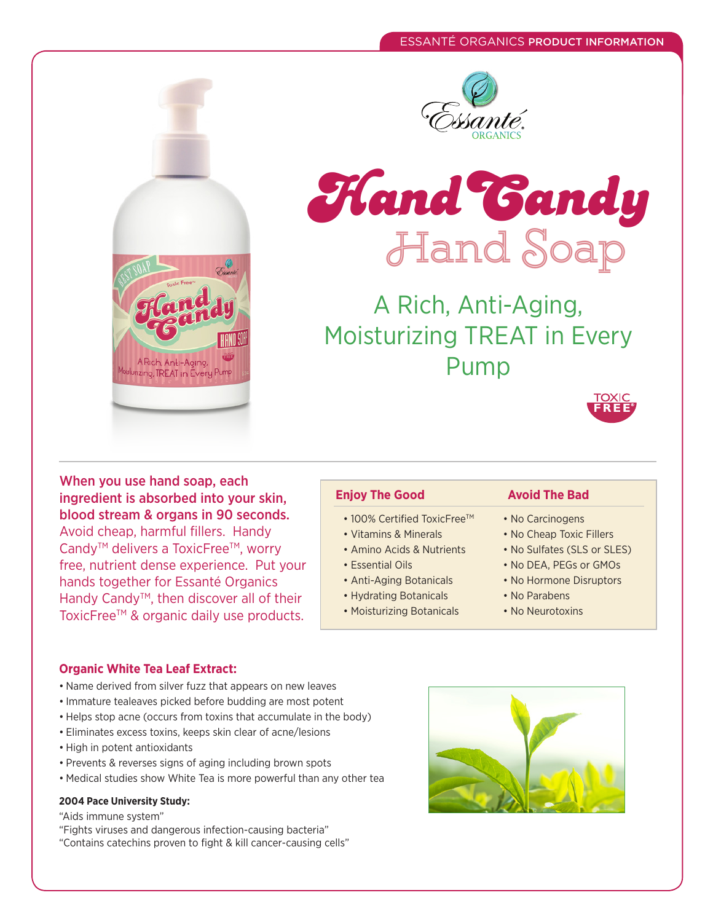ESSANTÉ ORGANICS **PRODUCT INFORMATION**

Essanté ORGANICS

# Hand Candy

## Hand Soap

### A Rich, Anti-Aging, Moisturizing TREAT in Every Pump

TOXIC FREE®

**When you use hand soap, each ingredient is absorbed into your skin, blood stream & organs in 90 seconds.** Avoid cheap, harmful fillers. Handy Candy™ delivers a ToxicFree™, worry free, nutrient dense experience. Put your hands together for Essanté Organics Handy Candy™, then discover all of their ToxicFree™ & organic daily use products.

| Enjoy The Good | Avoid The Bad |
| --- | --- |
| • 100% Certified ToxicFree™ | • No Carcinogens |
| • Vitamins & Minerals | • No Cheap Toxic Fillers |
| • Amino Acids & Nutrients | • No Sulfates (SLS or SLES) |
| • Essential Oils | • No DEA, PEGs or GMOs |
| • Anti-Aging Botanicals | • No Hormone Disruptors |
| • Hydrating Botanicals | • No Parabens |
| • Moisturizing Botanicals | • No Neurotoxins |

**Organic White Tea Leaf Extract:**

- Name derived from silver fuzz that appears on new leaves
- Immature tealeaves picked before budding are most potent
- Helps stop acne (occurs from toxins that accumulate in the body)
- Eliminates excess toxins, keeps skin clear of acne/lesions
- High in potent antioxidants
- Prevents & reverses signs of aging including brown spots
- Medical studies show White Tea is more powerful than any other tea

**2004 Pace University Study:**

"Aids immune system"
"Fights viruses and dangerous infection-causing bacteria"
"Contains catechins proven to fight & kill cancer-causing cells"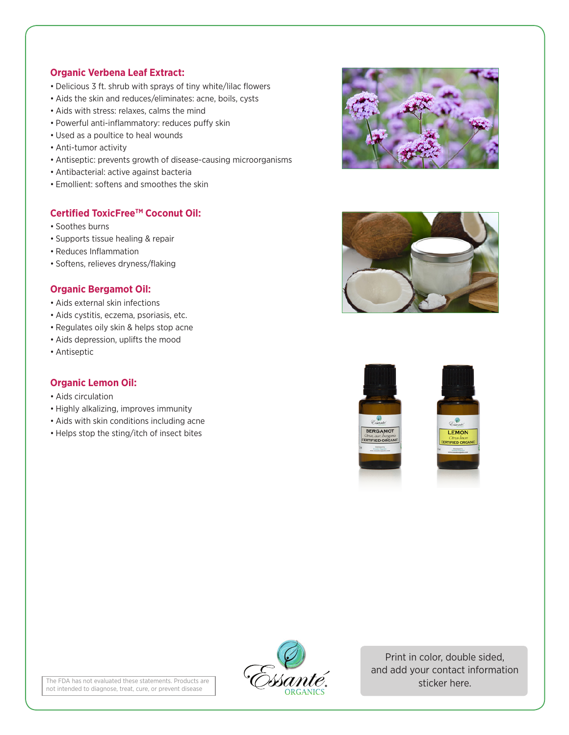## Organic Verbena Leaf Extract:

- Delicious 3 ft. shrub with sprays of tiny white/lilac flowers
- Aids the skin and reduces/eliminates: acne, boils, cysts
- Aids with stress: relaxes, calms the mind
- Powerful anti-inflammatory: reduces puffy skin
- Used as a poultice to heal wounds
- Anti-tumor activity
- Antiseptic: prevents growth of disease-causing microorganisms
- Antibacterial: active against bacteria
- Emollient: softens and smoothes the skin

## Certified ToxicFree™ Coconut Oil:

- Soothes burns
- Supports tissue healing & repair
- Reduces Inflammation
- Softens, relieves dryness/flaking

## Organic Bergamot Oil:

- Aids external skin infections
- Aids cystitis, eczema, psoriasis, etc.
- Regulates oily skin & helps stop acne
- Aids depression, uplifts the mood
- Antiseptic

## Organic Lemon Oil:

- Aids circulation
- Highly alkalizing, improves immunity
- Aids with skin conditions including acne
- Helps stop the sting/itch of insect bites

The FDA has not evaluated these statements. Products are not intended to diagnose, treat, cure, or prevent disease

Essanté ORGANICS

Print in color, double sided, and add your contact information sticker here.